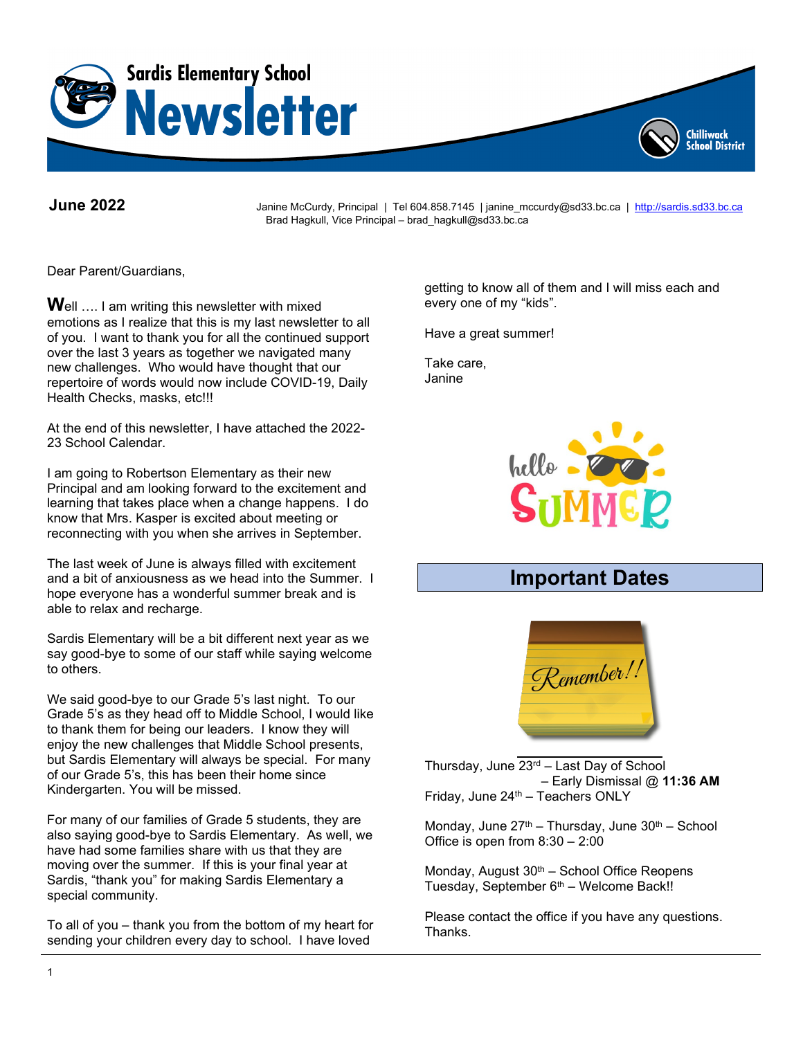# Sardis Elementary School Newsletter

Chilliwack School District

**June 2022**

Janine McCurdy, Principal | Tel 604.858.7145 | janine_mccurdy@sd33.bc.ca | http://sardis.sd33.bc.ca
Brad Hagkull, Vice Principal – brad_hagkull@sd33.bc.ca

Dear Parent/Guardians,

**W**ell …. I am writing this newsletter with mixed emotions as I realize that this is my last newsletter to all of you. I want to thank you for all the continued support over the last 3 years as together we navigated many new challenges. Who would have thought that our repertoire of words would now include COVID-19, Daily Health Checks, masks, etc!!!

At the end of this newsletter, I have attached the 2022-23 School Calendar.

I am going to Robertson Elementary as their new Principal and am looking forward to the excitement and learning that takes place when a change happens. I do know that Mrs. Kasper is excited about meeting or reconnecting with you when she arrives in September.

The last week of June is always filled with excitement and a bit of anxiousness as we head into the Summer. I hope everyone has a wonderful summer break and is able to relax and recharge.

Sardis Elementary will be a bit different next year as we say good-bye to some of our staff while saying welcome to others.

We said good-bye to our Grade 5's last night. To our Grade 5's as they head off to Middle School, I would like to thank them for being our leaders. I know they will enjoy the new challenges that Middle School presents, but Sardis Elementary will always be special. For many of our Grade 5's, this has been their home since Kindergarten. You will be missed.

For many of our families of Grade 5 students, they are also saying good-bye to Sardis Elementary. As well, we have had some families share with us that they are moving over the summer. If this is your final year at Sardis, "thank you" for making Sardis Elementary a special community.

To all of you – thank you from the bottom of my heart for sending your children every day to school. I have loved getting to know all of them and I will miss each and every one of my "kids".

Have a great summer!

Take care,
Janine

## Important Dates

Remember!!

Thursday, June 23rd – Last Day of School
– Early Dismissal @ **11:36 AM**
Friday, June 24th – Teachers ONLY

Monday, June 27th – Thursday, June 30th – School Office is open from 8:30 – 2:00

Monday, August 30th – School Office Reopens
Tuesday, September 6th – Welcome Back!!

Please contact the office if you have any questions.
Thanks.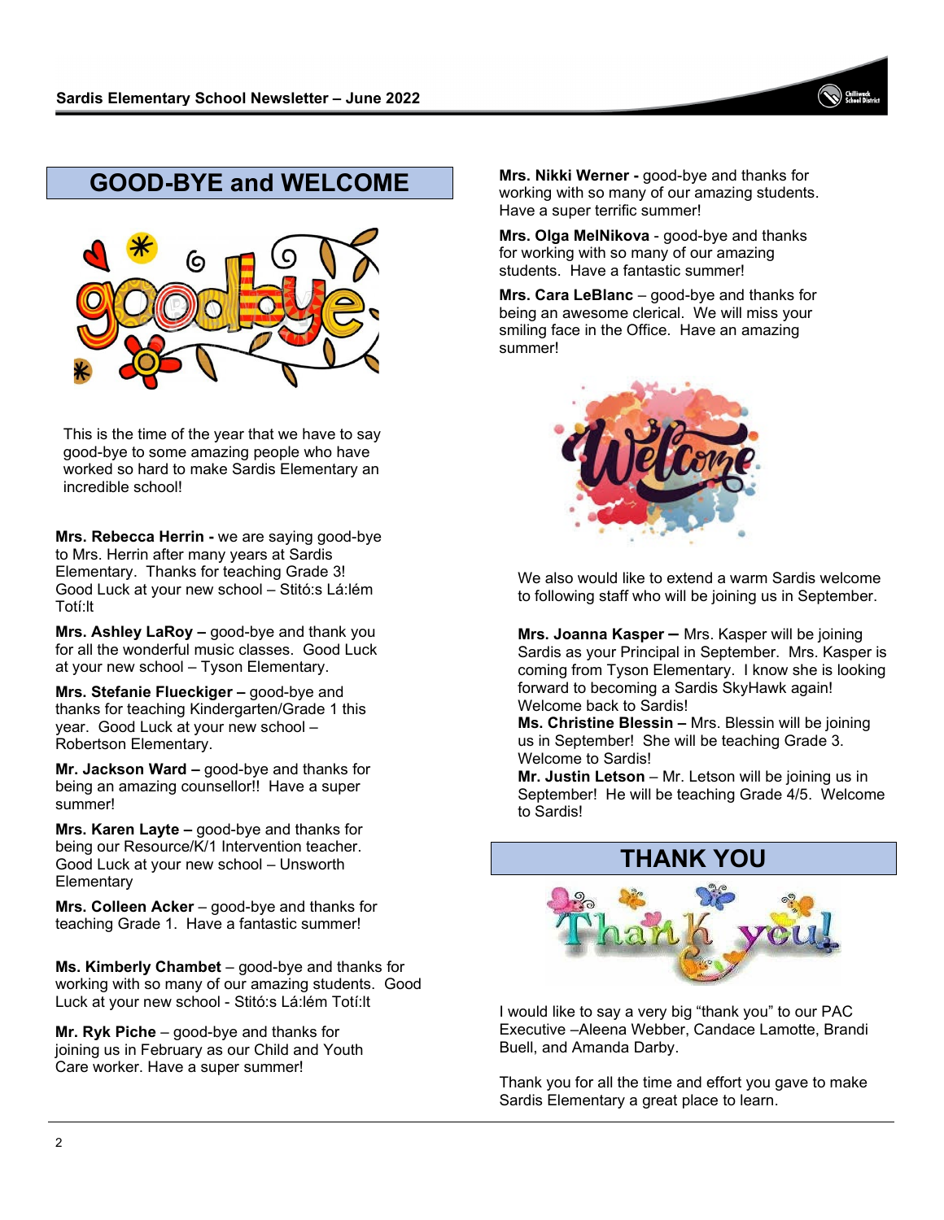## GOOD-BYE and WELCOME

This is the time of the year that we have to say good-bye to some amazing people who have worked so hard to make Sardis Elementary an incredible school!

**Mrs. Rebecca Herrin -** we are saying good-bye to Mrs. Herrin after many years at Sardis Elementary. Thanks for teaching Grade 3! Good Luck at your new school – Stitó:s Lá:lém Totí:lt

**Mrs. Ashley LaRoy –** good-bye and thank you for all the wonderful music classes. Good Luck at your new school – Tyson Elementary.

**Mrs. Stefanie Flueckiger –** good-bye and thanks for teaching Kindergarten/Grade 1 this year. Good Luck at your new school – Robertson Elementary.

**Mr. Jackson Ward –** good-bye and thanks for being an amazing counsellor!! Have a super summer!

**Mrs. Karen Layte –** good-bye and thanks for being our Resource/K/1 Intervention teacher. Good Luck at your new school – Unsworth Elementary

**Mrs. Colleen Acker** – good-bye and thanks for teaching Grade 1. Have a fantastic summer!

**Ms. Kimberly Chambet** – good-bye and thanks for working with so many of our amazing students. Good Luck at your new school - Stitó:s Lá:lém Totí:lt

**Mr. Ryk Piche** – good-bye and thanks for joining us in February as our Child and Youth Care worker. Have a super summer!

**Mrs. Nikki Werner -** good-bye and thanks for working with so many of our amazing students. Have a super terrific summer!

**Mrs. Olga MelNikova** - good-bye and thanks for working with so many of our amazing students. Have a fantastic summer!

**Mrs. Cara LeBlanc** – good-bye and thanks for being an awesome clerical. We will miss your smiling face in the Office. Have an amazing summer!

We also would like to extend a warm Sardis welcome to following staff who will be joining us in September.

**Mrs. Joanna Kasper –** Mrs. Kasper will be joining Sardis as your Principal in September. Mrs. Kasper is coming from Tyson Elementary. I know she is looking forward to becoming a Sardis SkyHawk again! Welcome back to Sardis!

**Ms. Christine Blessin –** Mrs. Blessin will be joining us in September! She will be teaching Grade 3. Welcome to Sardis!

**Mr. Justin Letson** – Mr. Letson will be joining us in September! He will be teaching Grade 4/5. Welcome to Sardis!

## THANK YOU

I would like to say a very big "thank you" to our PAC Executive –Aleena Webber, Candace Lamotte, Brandi Buell, and Amanda Darby.

Thank you for all the time and effort you gave to make Sardis Elementary a great place to learn.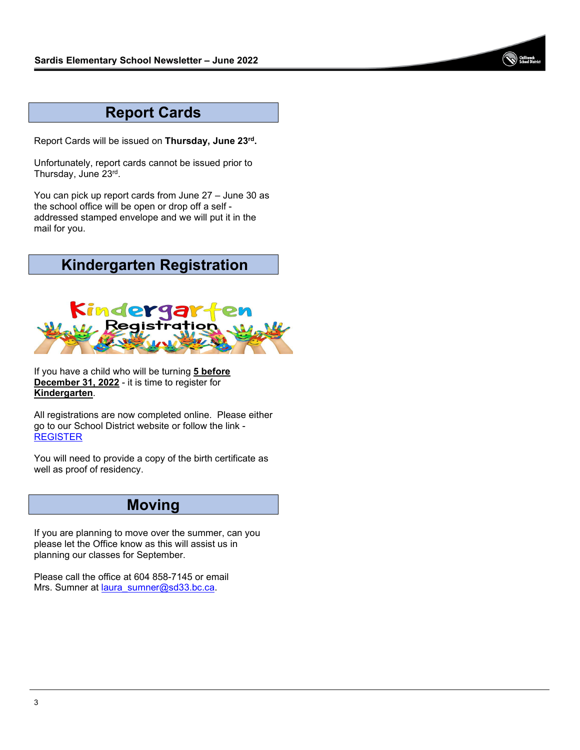## Report Cards

Report Cards will be issued on **Thursday, June 23rd.**

Unfortunately, report cards cannot be issued prior to Thursday, June 23rd.

You can pick up report cards from June 27 – June 30 as the school office will be open or drop off a self - addressed stamped envelope and we will put it in the mail for you.

## Kindergarten Registration

If you have a child who will be turning **5 before December 31, 2022** - it is time to register for **Kindergarten**.

All registrations are now completed online. Please either go to our School District website or follow the link - REGISTER

You will need to provide a copy of the birth certificate as well as proof of residency.

## Moving

If you are planning to move over the summer, can you please let the Office know as this will assist us in planning our classes for September.

Please call the office at 604 858-7145 or email Mrs. Sumner at laura_sumner@sd33.bc.ca.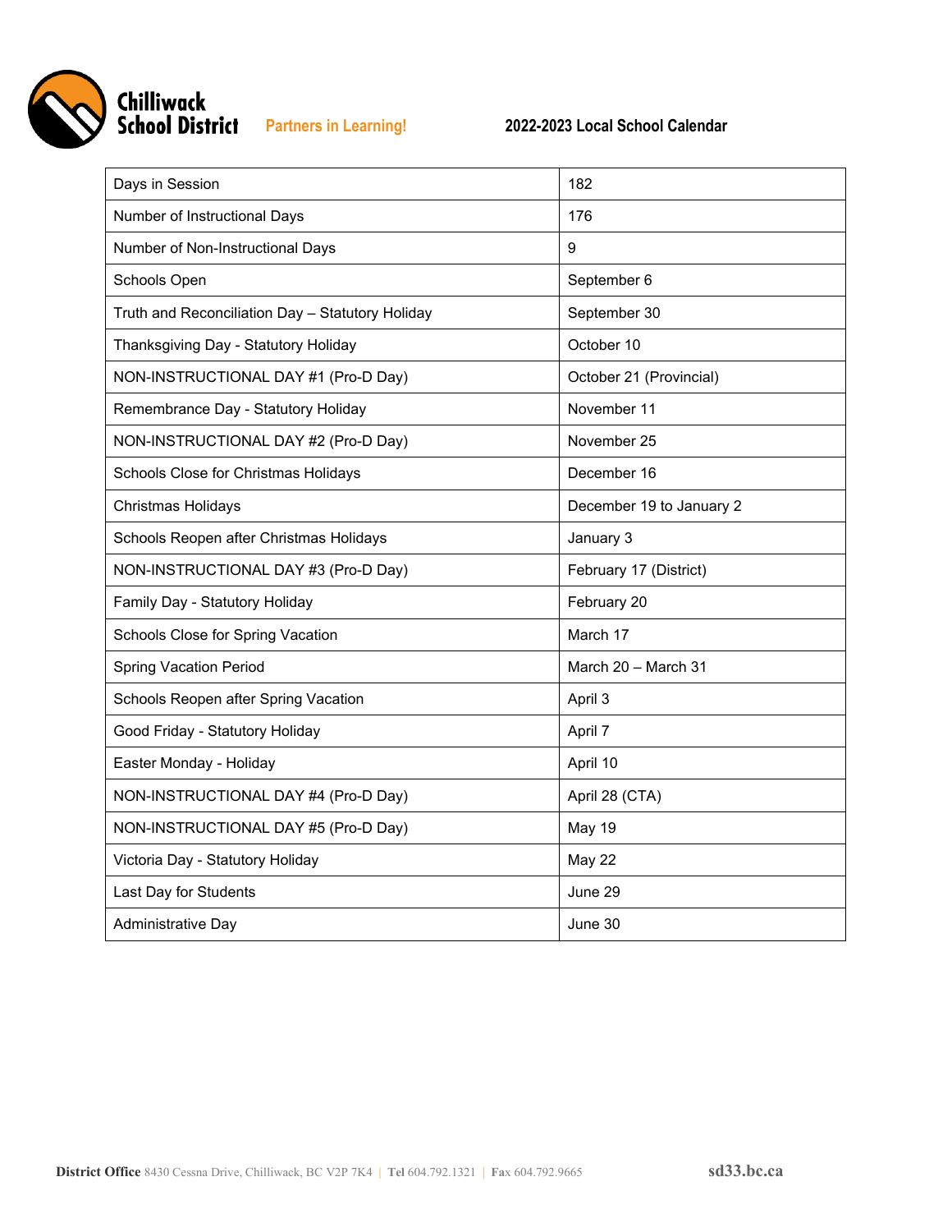Chilliwack School District

Partners in Learning!

**2022-2023 Local School Calendar**

| Days in Session | 182 |
|---|---|
| Number of Instructional Days | 176 |
| Number of Non-Instructional Days | 9 |
| Schools Open | September 6 |
| Truth and Reconciliation Day – Statutory Holiday | September 30 |
| Thanksgiving Day - Statutory Holiday | October 10 |
| NON-INSTRUCTIONAL DAY #1 (Pro-D Day) | October 21 (Provincial) |
| Remembrance Day - Statutory Holiday | November 11 |
| NON-INSTRUCTIONAL DAY #2 (Pro-D Day) | November 25 |
| Schools Close for Christmas Holidays | December 16 |
| Christmas Holidays | December 19 to January 2 |
| Schools Reopen after Christmas Holidays | January 3 |
| NON-INSTRUCTIONAL DAY #3 (Pro-D Day) | February 17 (District) |
| Family Day - Statutory Holiday | February 20 |
| Schools Close for Spring Vacation | March 17 |
| Spring Vacation Period | March 20 – March 31 |
| Schools Reopen after Spring Vacation | April 3 |
| Good Friday - Statutory Holiday | April 7 |
| Easter Monday - Holiday | April 10 |
| NON-INSTRUCTIONAL DAY #4 (Pro-D Day) | April 28 (CTA) |
| NON-INSTRUCTIONAL DAY #5 (Pro-D Day) | May 19 |
| Victoria Day - Statutory Holiday | May 22 |
| Last Day for Students | June 29 |
| Administrative Day | June 30 |

**District Office** 8430 Cessna Drive, Chilliwack, BC V2P 7K4 | **Tel** 604.792.1321 | **Fax** 604.792.9665 **sd33.bc.ca**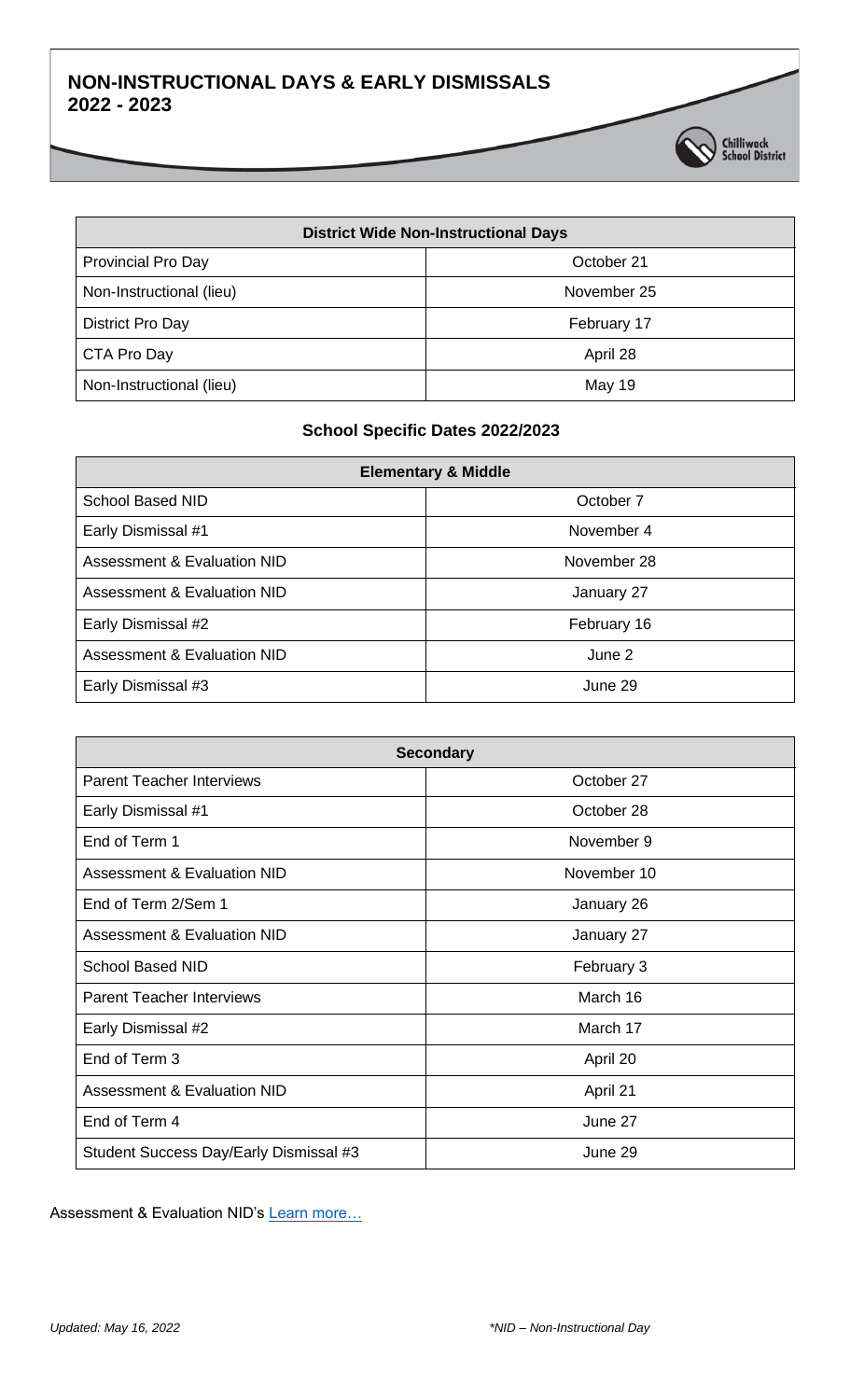# NON-INSTRUCTIONAL DAYS & EARLY DISMISSALS 2022 - 2023

Chilliwack School District

| District Wide Non-Instructional Days | |
| --- | --- |
| Provincial Pro Day | October 21 |
| Non-Instructional (lieu) | November 25 |
| District Pro Day | February 17 |
| CTA Pro Day | April 28 |
| Non-Instructional (lieu) | May 19 |

## School Specific Dates 2022/2023

| Elementary & Middle | |
| --- | --- |
| School Based NID | October 7 |
| Early Dismissal #1 | November 4 |
| Assessment & Evaluation NID | November 28 |
| Assessment & Evaluation NID | January 27 |
| Early Dismissal #2 | February 16 |
| Assessment & Evaluation NID | June 2 |
| Early Dismissal #3 | June 29 |

| Secondary | |
| --- | --- |
| Parent Teacher Interviews | October 27 |
| Early Dismissal #1 | October 28 |
| End of Term 1 | November 9 |
| Assessment & Evaluation NID | November 10 |
| End of Term 2/Sem 1 | January 26 |
| Assessment & Evaluation NID | January 27 |
| School Based NID | February 3 |
| Parent Teacher Interviews | March 16 |
| Early Dismissal #2 | March 17 |
| End of Term 3 | April 20 |
| Assessment & Evaluation NID | April 21 |
| End of Term 4 | June 27 |
| Student Success Day/Early Dismissal #3 | June 29 |

Assessment & Evaluation NID's [Learn more…]

*Updated: May 16, 2022*

**NID – Non-Instructional Day*